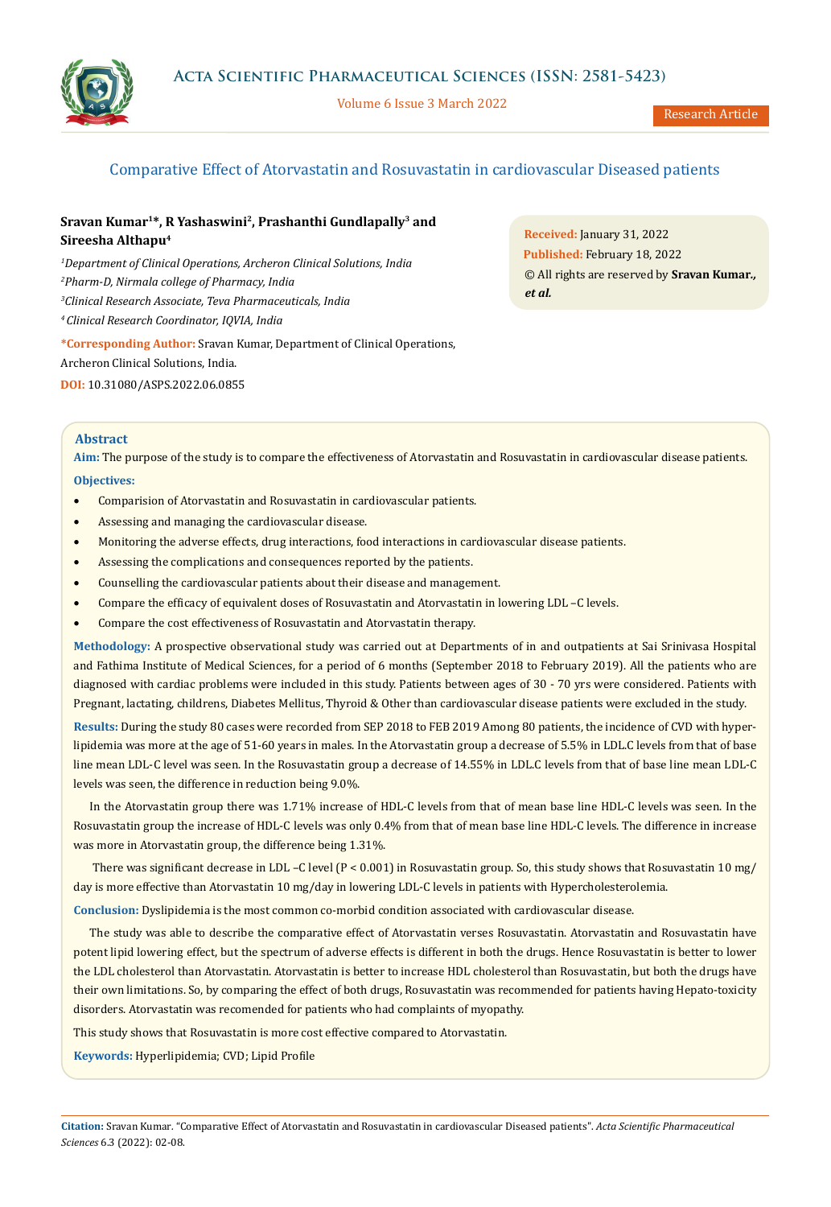# Comparative Effect of Atorvastatin and Rosuvastatin in cardiovascular Diseased patients

**Sravan Kumar[1]*, R Yashaswini[2], Prashanthi Gundlapally[3] and Sireesha Althapu[4]**

*[1]Department of Clinical Operations, Archeron Clinical Solutions, India*

*[2]Pharm-D, Nirmala college of Pharmacy, India*

*[3]Clinical Research Associate, Teva Pharmaceuticals, India*

*[4]Clinical Research Coordinator, IQVIA, India*

**\*Corresponding Author:** Sravan Kumar, Department of Clinical Operations, Archeron Clinical Solutions, India.

**DOI:** 10.31080/ASPS.2022.06.0855

**Received:** January 31, 2022

**Published:** February 18, 2022

© All rights are reserved by **Sravan Kumar., *et al.***

## Abstract

**Aim:** The purpose of the study is to compare the effectiveness of Atorvastatin and Rosuvastatin in cardiovascular disease patients.

**Objectives:**

- Comparision of Atorvastatin and Rosuvastatin in cardiovascular patients.
- Assessing and managing the cardiovascular disease.
- Monitoring the adverse effects, drug interactions, food interactions in cardiovascular disease patients.
- Assessing the complications and consequences reported by the patients.
- Counselling the cardiovascular patients about their disease and management.
- Compare the efficacy of equivalent doses of Rosuvastatin and Atorvastatin in lowering LDL –C levels.
- Compare the cost effectiveness of Rosuvastatin and Atorvastatin therapy.

**Methodology:** A prospective observational study was carried out at Departments of in and outpatients at Sai Srinivasa Hospital and Fathima Institute of Medical Sciences, for a period of 6 months (September 2018 to February 2019). All the patients who are diagnosed with cardiac problems were included in this study. Patients between ages of 30 - 70 yrs were considered. Patients with Pregnant, lactating, childrens, Diabetes Mellitus, Thyroid & Other than cardiovascular disease patients were excluded in the study.

**Results:** During the study 80 cases were recorded from SEP 2018 to FEB 2019 Among 80 patients, the incidence of CVD with hyperlipidemia was more at the age of 51-60 years in males. In the Atorvastatin group a decrease of 5.5% in LDL.C levels from that of base line mean LDL-C level was seen. In the Rosuvastatin group a decrease of 14.55% in LDL.C levels from that of base line mean LDL-C levels was seen, the difference in reduction being 9.0%.

In the Atorvastatin group there was 1.71% increase of HDL-C levels from that of mean base line HDL-C levels was seen. In the Rosuvastatin group the increase of HDL-C levels was only 0.4% from that of mean base line HDL-C levels. The difference in increase was more in Atorvastatin group, the difference being 1.31%.

There was significant decrease in LDL –C level ($P < 0.001$) in Rosuvastatin group. So, this study shows that Rosuvastatin 10 mg/day is more effective than Atorvastatin 10 mg/day in lowering LDL-C levels in patients with Hypercholesterolemia.

**Conclusion:** Dyslipidemia is the most common co-morbid condition associated with cardiovascular disease.

The study was able to describe the comparative effect of Atorvastatin verses Rosuvastatin. Atorvastatin and Rosuvastatin have potent lipid lowering effect, but the spectrum of adverse effects is different in both the drugs. Hence Rosuvastatin is better to lower the LDL cholesterol than Atorvastatin. Atorvastatin is better to increase HDL cholesterol than Rosuvastatin, but both the drugs have their own limitations. So, by comparing the effect of both drugs, Rosuvastatin was recommended for patients having Hepato-toxicity disorders. Atorvastatin was recomended for patients who had complaints of myopathy.

This study shows that Rosuvastatin is more cost effective compared to Atorvastatin.

**Keywords:** Hyperlipidemia; CVD; Lipid Profile

**Citation:** Sravan Kumar. "Comparative Effect of Atorvastatin and Rosuvastatin in cardiovascular Diseased patients". *Acta Scientific Pharmaceutical Sciences* 6.3 (2022): 02-08.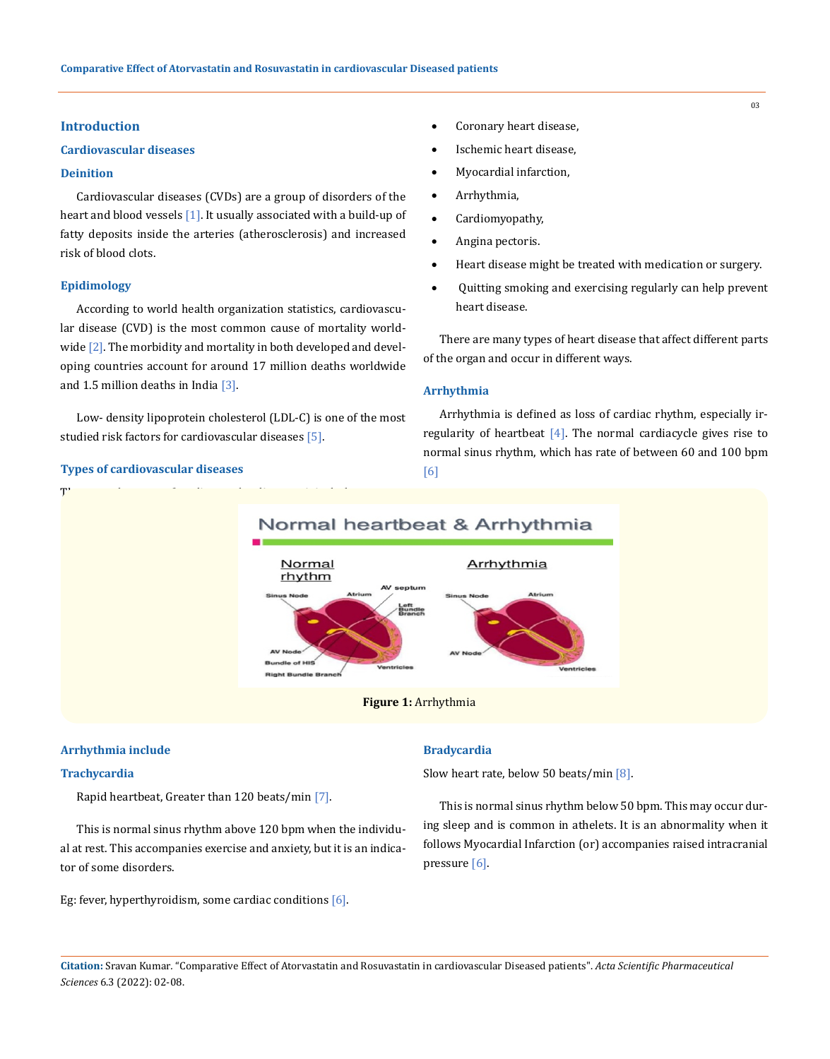## Introduction

### Cardiovascular diseases

### Deinition

Cardiovascular diseases (CVDs) are a group of disorders of the heart and blood vessels [1]. It usually associated with a build-up of fatty deposits inside the arteries (atherosclerosis) and increased risk of blood clots.

### Epidimology

According to world health organization statistics, cardiovascular disease (CVD) is the most common cause of mortality worldwide [2]. The morbidity and mortality in both developed and developing countries account for around 17 million deaths worldwide and 1.5 million deaths in India [3].

Low- density lipoprotein cholesterol (LDL-C) is one of the most studied risk factors for cardiovascular diseases [5].

### Types of cardiovascular diseases

Th

- Coronary heart disease,
- Ischemic heart disease,
- Myocardial infarction,
- Arrhythmia,
- Cardiomyopathy,
- Angina pectoris.
- Heart disease might be treated with medication or surgery.
- Quitting smoking and exercising regularly can help prevent heart disease.

There are many types of heart disease that affect different parts of the organ and occur in different ways.

### Arrhythmia

Arrhythmia is defined as loss of cardiac rhythm, especially irregularity of heartbeat [4]. The normal cardiacycle gives rise to normal sinus rhythm, which has rate of between 60 and 100 bpm [6]

Normal heartbeat & Arrhythmia

Normal rhythm

Arrhythmia

Sinus Node

Atrium

AV septum

Left Bundle Branch

AV Node

Bundle of HIS

Right Bundle Branch

Ventricles

**Figure 1:** Arrhythmia

### Arrhythmia include

### Trachycardia

Rapid heartbeat, Greater than 120 beats/min [7].

This is normal sinus rhythm above 120 bpm when the individual at rest. This accompanies exercise and anxiety, but it is an indicator of some disorders.

Eg: fever, hyperthyroidism, some cardiac conditions [6].

### Bradycardia

Slow heart rate, below 50 beats/min [8].

This is normal sinus rhythm below 50 bpm. This may occur during sleep and is common in athelets. It is an abnormality when it follows Myocardial Infarction (or) accompanies raised intracranial pressure [6].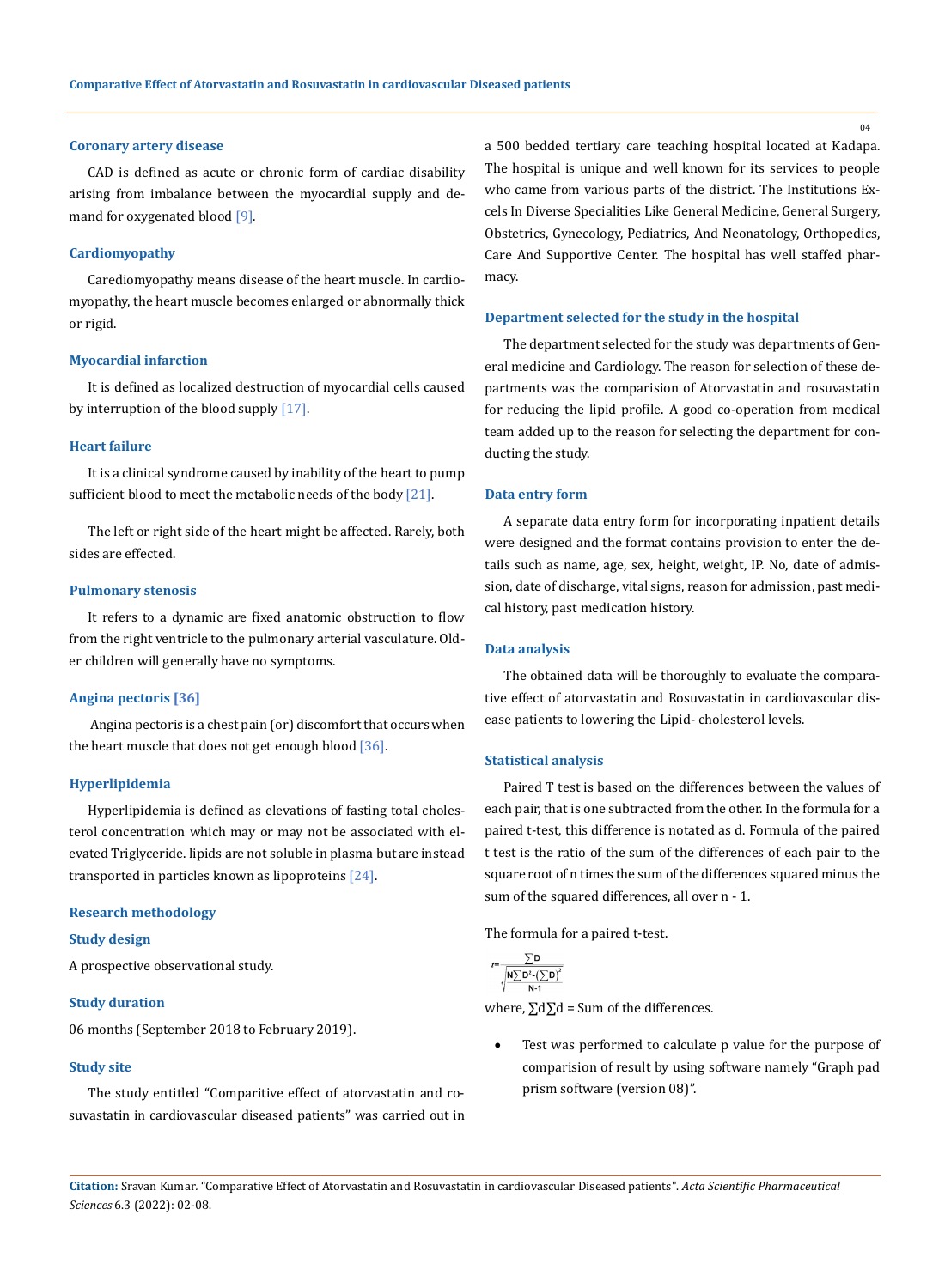### Coronary artery disease

CAD is defined as acute or chronic form of cardiac disability arising from imbalance between the myocardial supply and demand for oxygenated blood [9].

### Cardiomyopathy

Caredimyopathy means disease of the heart muscle. In cardiomyopathy, the heart muscle becomes enlarged or abnormally thick or rigid.

### Myocardial infarction

It is defined as localized destruction of myocardial cells caused by interruption of the blood supply [17].

### Heart failure

It is a clinical syndrome caused by inability of the heart to pump sufficient blood to meet the metabolic needs of the body [21].

The left or right side of the heart might be affected. Rarely, both sides are effected.

### Pulmonary stenosis

It refers to a dynamic are fixed anatomic obstruction to flow from the right ventricle to the pulmonary arterial vasculature. Older children will generally have no symptoms.

### Angina pectoris [36]

Angina pectoris is a chest pain (or) discomfort that occurs when the heart muscle that does not get enough blood [36].

### Hyperlipidemia

Hyperlipidemia is defined as elevations of fasting total cholesterol concentration which may or may not be associated with elevated Triglyceride. lipids are not soluble in plasma but are instead transported in particles known as lipoproteins [24].

## Research methodology

### Study design

A prospective observational study.

### Study duration

06 months (September 2018 to February 2019).

### Study site

The study entitled "Comparitive effect of atorvastatin and rosuvastatin in cardiovascular diseased patients" was carried out in a 500 bedded tertiary care teaching hospital located at Kadapa. The hospital is unique and well known for its services to people who came from various parts of the district. The Institutions Excels In Diverse Specialities Like General Medicine, General Surgery, Obstetrics, Gynecology, Pediatrics, And Neonatology, Orthopedics, Care And Supportive Center. The hospital has well staffed pharmacy.

### Department selected for the study in the hospital

The department selected for the study was departments of General medicine and Cardiology. The reason for selection of these departments was the comparision of Atorvastatin and rosuvastatin for reducing the lipid profile. A good co-operation from medical team added up to the reason for selecting the department for conducting the study.

### Data entry form

A separate data entry form for incorporating inpatient details were designed and the format contains provision to enter the details such as name, age, sex, height, weight, IP. No, date of admission, date of discharge, vital signs, reason for admission, past medical history, past medication history.

### Data analysis

The obtained data will be thoroughly to evaluate the comparative effect of atorvastatin and Rosuvastatin in cardiovascular disease patients to lowering the Lipid- cholesterol levels.

### Statistical analysis

Paired T test is based on the differences between the values of each pair, that is one subtracted from the other. In the formula for a paired t-test, this difference is notated as d. Formula of the paired t test is the ratio of the sum of the differences of each pair to the square root of n times the sum of the differences squared minus the sum of the squared differences, all over n - 1.

The formula for a paired t-test.

$$t = \frac{\sum D}{\sqrt{\frac{N\sum D^2 - (\sum D)^2}{N-1}}}$$

where, ∑d∑d = Sum of the differences.

- Test was performed to calculate p value for the purpose of comparision of result by using software namely "Graph pad prism software (version 08)".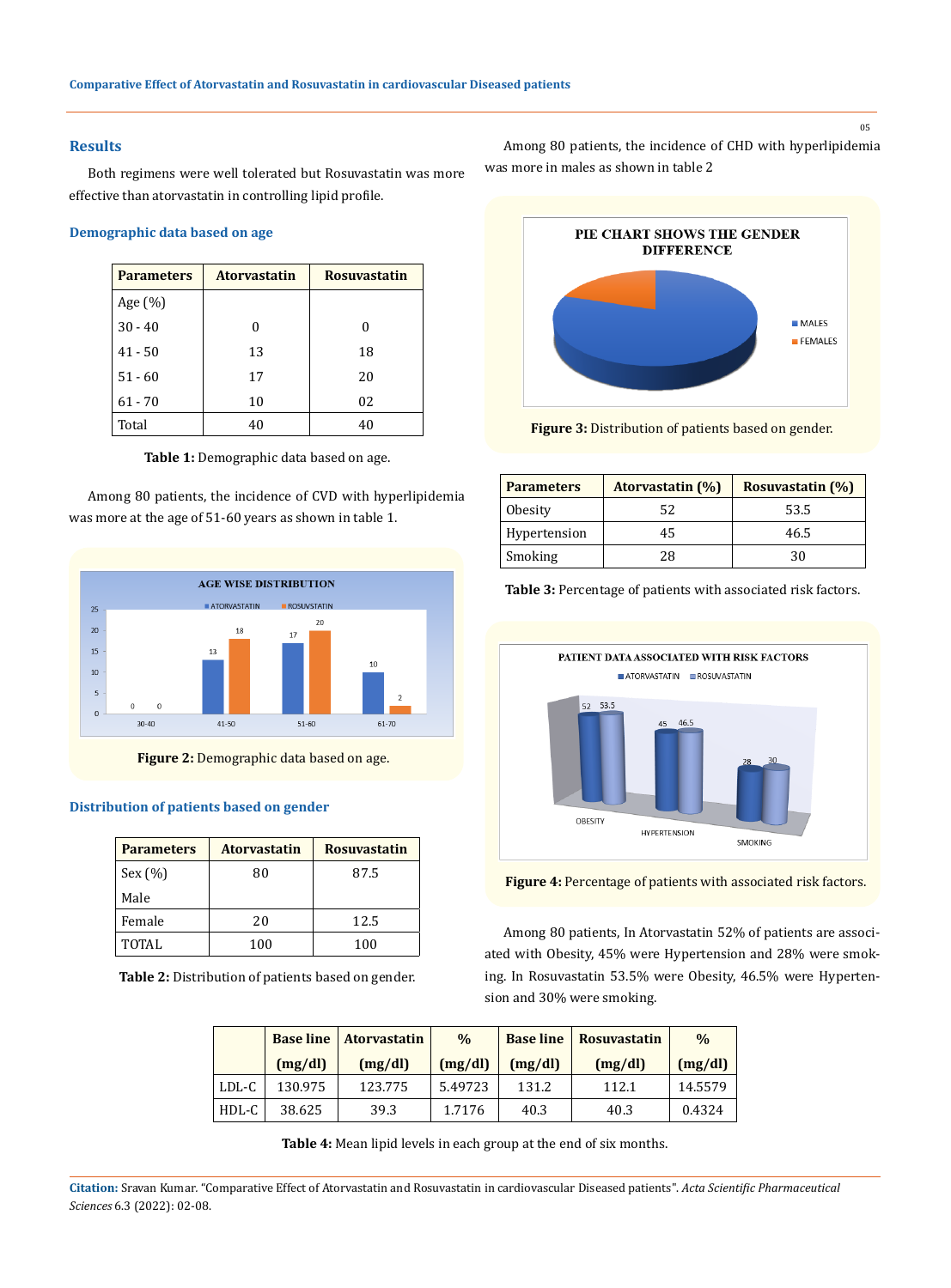## Results

Both regimens were well tolerated but Rosuvastatin was more effective than atorvastatin in controlling lipid profile.

### Demographic data based on age

| Parameters | Atorvastatin | Rosuvastatin |
|---|---|---|
| Age (%) | | |
| 30 - 40 | 0 | 0 |
| 41 - 50 | 13 | 18 |
| 51 - 60 | 17 | 20 |
| 61 - 70 | 10 | 02 |
| Total | 40 | 40 |

**Table 1:** Demographic data based on age.

Among 80 patients, the incidence of CVD with hyperlipidemia was more at the age of 51-60 years as shown in table 1.

AGE WISE DISTRIBUTION

ATORVASTATIN ROSUVASTATIN

25
20
15
10
5
0

0 0 13 18 17 20 10 2

30-40 41-50 51-60 61-70

**Figure 2:** Demographic data based on age.

### Distribution of patients based on gender

| Parameters | Atorvastatin | Rosuvastatin |
|---|---|---|
| Sex (%) Male | 80 | 87.5 |
| Female | 20 | 12.5 |
| TOTAL | 100 | 100 |

**Table 2:** Distribution of patients based on gender.

Among 80 patients, the incidence of CHD with hyperlipidemia was more in males as shown in table 2

PIE CHART SHOWS THE GENDER DIFFERENCE

MALES
FEMALES

**Figure 3:** Distribution of patients based on gender.

| Parameters | Atorvastatin (%) | Rosuvastatin (%) |
|---|---|---|
| Obesity | 52 | 53.5 |
| Hypertension | 45 | 46.5 |
| Smoking | 28 | 30 |

**Table 3:** Percentage of patients with associated risk factors.

PATIENT DATA ASSOCIATED WITH RISK FACTORS

ATORVASTATIN ROSUVASTATIN

52 53.5 45 46.5 28 30

OBESITY HYPERTENSION SMOKING

**Figure 4:** Percentage of patients with associated risk factors.

Among 80 patients, In Atorvastatin 52% of patients are associated with Obesity, 45% were Hypertension and 28% were smoking. In Rosuvastatin 53.5% were Obesity, 46.5% were Hypertension and 30% were smoking.

| | Base line (mg/dl) | Atorvastatin (mg/dl) | % (mg/dl) | Base line (mg/dl) | Rosuvastatin (mg/dl) | % (mg/dl) |
|---|---|---|---|---|---|---|
| LDL-C | 130.975 | 123.775 | 5.49723 | 131.2 | 112.1 | 14.5579 |
| HDL-C | 38.625 | 39.3 | 1.7176 | 40.3 | 40.3 | 0.4324 |

**Table 4:** Mean lipid levels in each group at the end of six months.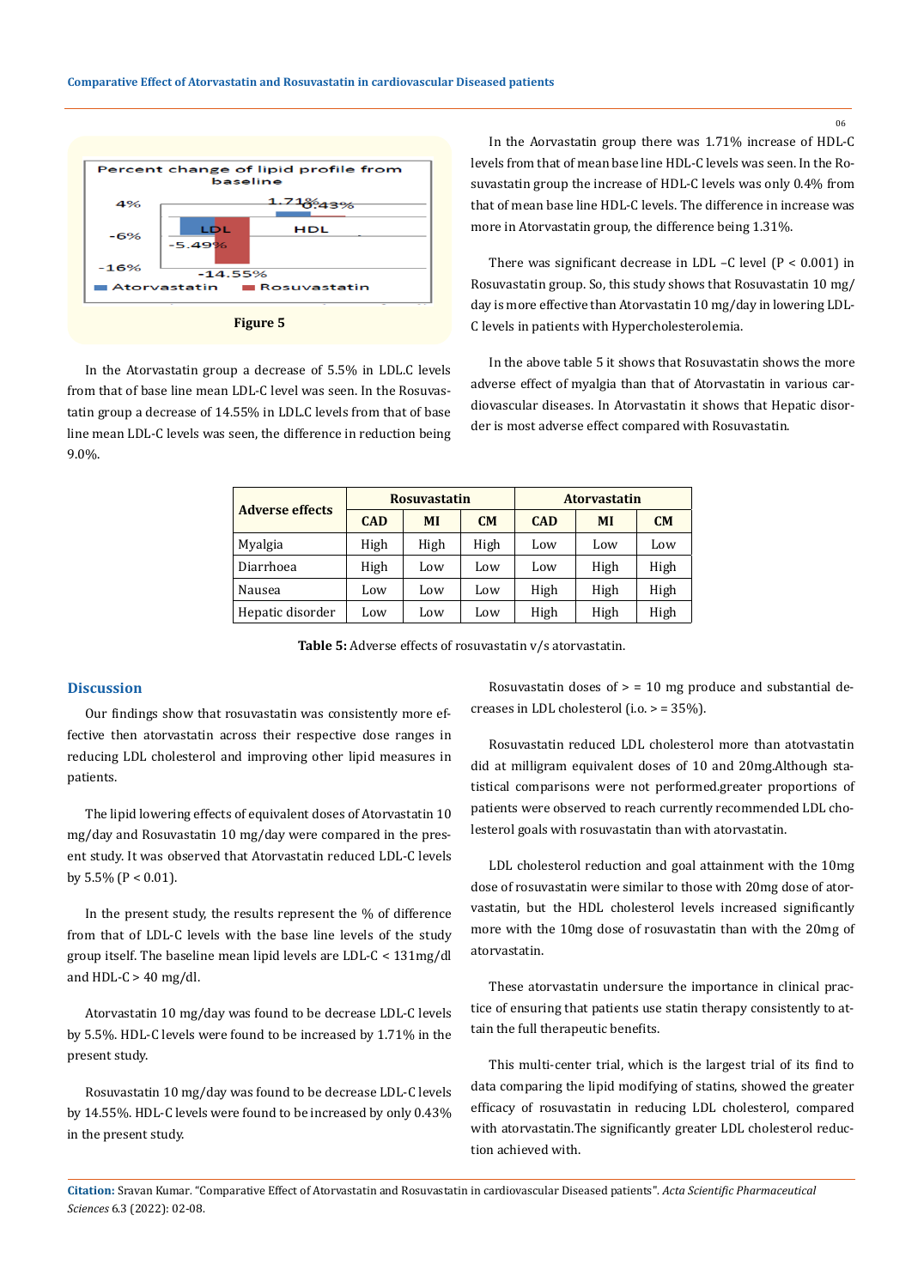Percent change of lipid profile from baseline

4%

-6%

-16%

LDL

HDL

1.71%

0.43%

-5.49%

-14.55%

Atorvastatin

Rosuvastatin

**Figure 5**

In the Atorvastatin group a decrease of 5.5% in LDL.C levels from that of base line mean LDL-C level was seen. In the Rosuvastatin group a decrease of 14.55% in LDL.C levels from that of base line mean LDL-C levels was seen, the difference in reduction being 9.0%.

In the Aorvastatin group there was 1.71% increase of HDL-C levels from that of mean base line HDL-C levels was seen. In the Rosuvastatin group the increase of HDL-C levels was only 0.4% from that of mean base line HDL-C levels. The difference in increase was more in Atorvastatin group, the difference being 1.31%.

There was significant decrease in LDL –C level ($P < 0.001$) in Rosuvastatin group. So, this study shows that Rosuvastatin 10 mg/day is more effective than Atorvastatin 10 mg/day in lowering LDL-C levels in patients with Hypercholesterolemia.

In the above table 5 it shows that Rosuvastatin shows the more adverse effect of myalgia than that of Atorvastatin in various cardiovascular diseases. In Atorvastatin it shows that Hepatic disorder is most adverse effect compared with Rosuvastatin.

| Adverse effects | Rosuvastatin | | | Atorvastatin | | |
|---|---|---|---|---|---|---|
| | CAD | MI | CM | CAD | MI | CM |
| Myalgia | High | High | High | Low | Low | Low |
| Diarrhoea | High | Low | Low | Low | High | High |
| Nausea | Low | Low | Low | High | High | High |
| Hepatic disorder | Low | Low | Low | High | High | High |

**Table 5:** Adverse effects of rosuvastatin v/s atorvastatin.

## Discussion

Our findings show that rosuvastatin was consistently more effective then atorvastatin across their respective dose ranges in reducing LDL cholesterol and improving other lipid measures in patients.

The lipid lowering effects of equivalent doses of Atorvastatin 10 mg/day and Rosuvastatin 10 mg/day were compared in the present study. It was observed that Atorvastatin reduced LDL-C levels by 5.5% ($P < 0.01$).

In the present study, the results represent the % of difference from that of LDL-C levels with the base line levels of the study group itself. The baseline mean lipid levels are LDL-C < 131mg/dl and HDL-C > 40 mg/dl.

Atorvastatin 10 mg/day was found to be decrease LDL-C levels by 5.5%. HDL-C levels were found to be increased by 1.71% in the present study.

Rosuvastatin 10 mg/day was found to be decrease LDL-C levels by 14.55%. HDL-C levels were found to be increased by only 0.43% in the present study.

Rosuvastatin doses of > = 10 mg produce and substantial decreases in LDL cholesterol (i.o. > = 35%).

Rosuvastatin reduced LDL cholesterol more than atotvastatin did at milligram equivalent doses of 10 and 20mg.Although statistical comparisons were not performed.greater proportions of patients were observed to reach currently recommended LDL cholesterol goals with rosuvastatin than with atorvastatin.

LDL cholesterol reduction and goal attainment with the 10mg dose of rosuvastatin were similar to those with 20mg dose of atorvastatin, but the HDL cholesterol levels increased significantly more with the 10mg dose of rosuvastatin than with the 20mg of atorvastatin.

These atorvastatin undersure the importance in clinical practice of ensuring that patients use statin therapy consistently to attain the full therapeutic benefits.

This multi-center trial, which is the largest trial of its find to data comparing the lipid modifying of statins, showed the greater efficacy of rosuvastatin in reducing LDL cholesterol, compared with atorvastatin.The significantly greater LDL cholesterol reduction achieved with.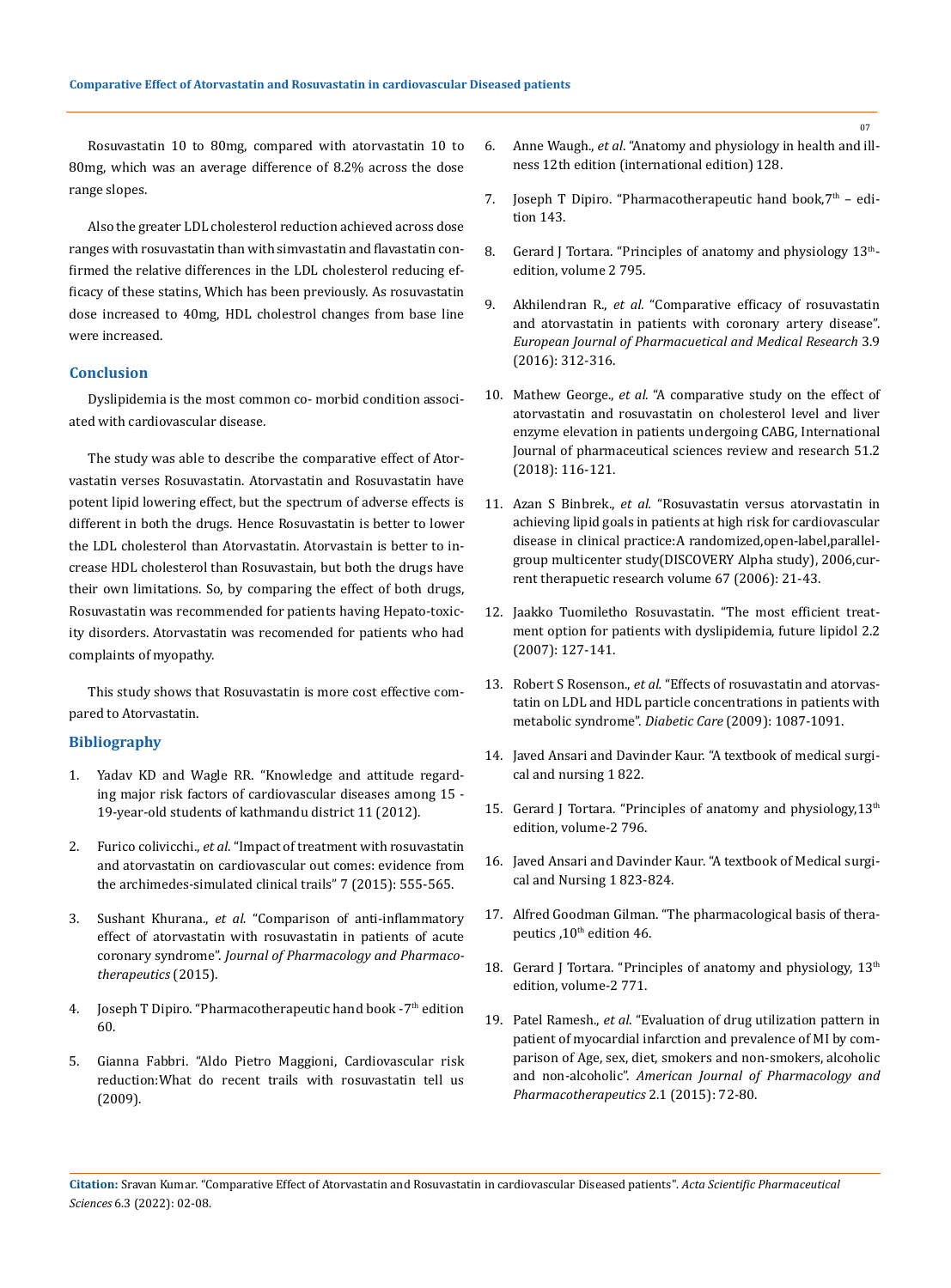Rosuvastatin 10 to 80mg, compared with atorvastatin 10 to 80mg, which was an average difference of 8.2% across the dose range slopes.

Also the greater LDL cholesterol reduction achieved across dose ranges with rosuvastatin than with simvastatin and flavastatin confirmed the relative differences in the LDL cholesterol reducing efficacy of these statins, Which has been previously. As rosuvastatin dose increased to 40mg, HDL cholestrol changes from base line were increased.

## Conclusion

Dyslipidemia is the most common co- morbid condition associated with cardiovascular disease.

The study was able to describe the comparative effect of Atorvastatin verses Rosuvastatin. Atorvastatin and Rosuvastatin have potent lipid lowering effect, but the spectrum of adverse effects is different in both the drugs. Hence Rosuvastatin is better to lower the LDL cholesterol than Atorvastatin. Atorvastain is better to increase HDL cholesterol than Rosuvastain, but both the drugs have their own limitations. So, by comparing the effect of both drugs, Rosuvastatin was recommended for patients having Hepato-toxicity disorders. Atorvastatin was recomended for patients who had complaints of myopathy.

This study shows that Rosuvastatin is more cost effective compared to Atorvastatin.

## Bibliography

1. Yadav KD and Wagle RR. "Knowledge and attitude regarding major risk factors of cardiovascular diseases among 15 - 19-year-old students of kathmandu district 11 (2012).
2. Furico colivicchi., *et al*. "Impact of treatment with rosuvastatin and atorvastatin on cardiovascular out comes: evidence from the archimedes-simulated clinical trails" 7 (2015): 555-565.
3. Sushant Khurana., *et al.* "Comparison of anti-inflammatory effect of atorvastatin with rosuvastatin in patients of acute coronary syndrome". *Journal of Pharmacology and Pharmacotherapeutics* (2015).
4. Joseph T Dipiro. "Pharmacotherapeutic hand book -7th edition 60.
5. Gianna Fabbri. "Aldo Pietro Maggioni, Cardiovascular risk reduction:What do recent trails with rosuvastatin tell us (2009).
6. Anne Waugh., *et al*. "Anatomy and physiology in health and illness 12th edition (international edition) 128.
7. Joseph T Dipiro. "Pharmacotherapeutic hand book,7th – edition 143.
8. Gerard J Tortara. "Principles of anatomy and physiology 13th-edition, volume 2 795.
9. Akhilendran R., *et al.* "Comparative efficacy of rosuvastatin and atorvastatin in patients with coronary artery disease". *European Journal of Pharmaceutical and Medical Research* 3.9 (2016): 312-316.
10. Mathew George., *et al.* "A comparative study on the effect of atorvastatin and rosuvastatin on cholesterol level and liver enzyme elevation in patients undergoing CABG, International Journal of pharmaceutical sciences review and research 51.2 (2018): 116-121.
11. Azan S Binbrek., *et al.* "Rosuvastatin versus atorvastatin in achieving lipid goals in patients at high risk for cardiovascular disease in clinical practice:A randomized,open-label,parallel-group multicenter study(DISCOVERY Alpha study), 2006,current therapuetic research volume 67 (2006): 21-43.
12. Jaakko Tuomiletho Rosuvastatin. "The most efficient treatment option for patients with dyslipidemia, future lipidol 2.2 (2007): 127-141.
13. Robert S Rosenson., *et al.* "Effects of rosuvastatin and atorvastatin on LDL and HDL particle concentrations in patients with metabolic syndrome". *Diabetic Care* (2009): 1087-1091.
14. Javed Ansari and Davinder Kaur. "A textbook of medical surgical and nursing 1 822.
15. Gerard J Tortara. "Principles of anatomy and physiology,13th edition, volume-2 796.
16. Javed Ansari and Davinder Kaur. "A textbook of Medical surgical and Nursing 1 823-824.
17. Alfred Goodman Gilman. "The pharmacological basis of therapeutics ,10th edition 46.
18. Gerard J Tortara. "Principles of anatomy and physiology, 13th edition, volume-2 771.
19. Patel Ramesh., *et al*. "Evaluation of drug utilization pattern in patient of myocardial infarction and prevalence of MI by comparison of Age, sex, diet, smokers and non-smokers, alcoholic and non-alcoholic". *American Journal of Pharmacology and Pharmacotherapeutics* 2.1 (2015): 72-80.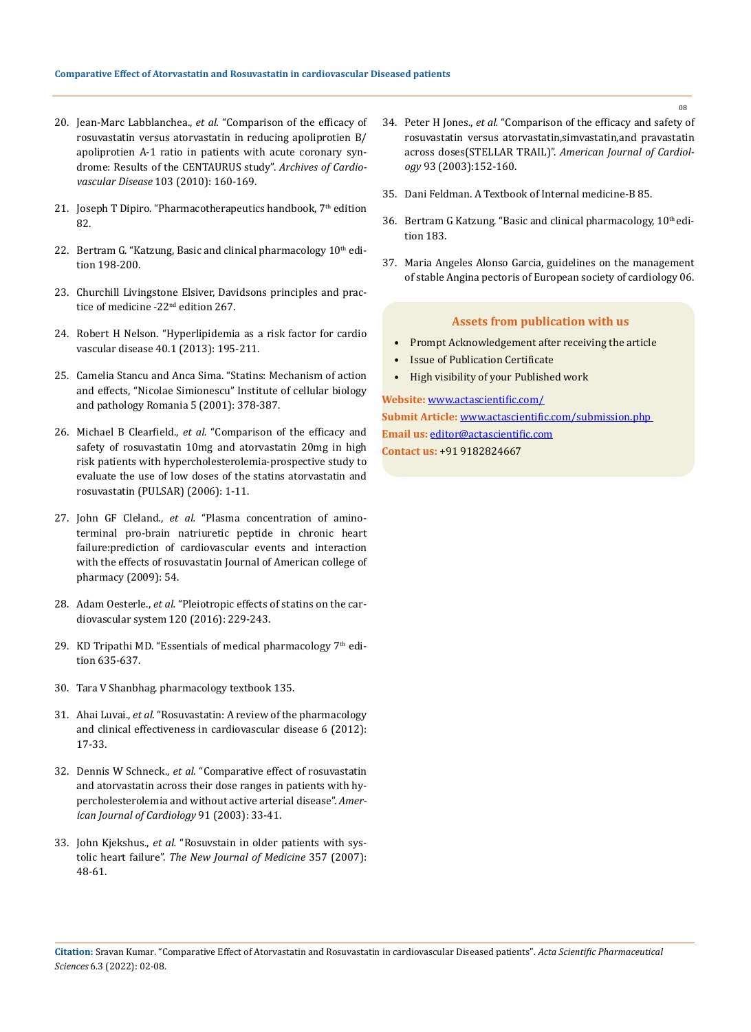20. Jean-Marc Labblanchea., *et al.* "Comparison of the efficacy of rosuvastatin versus atorvastatin in reducing apoliprotien B/ apoliprotien A-1 ratio in patients with acute coronary syndrome: Results of the CENTAURUS study". *Archives of Cardiovascular Disease* 103 (2010): 160-169.

21. Joseph T Dipiro. "Pharmacotherapeutics handbook, 7th edition 82.

22. Bertram G. "Katzung, Basic and clinical pharmacology 10th edition 198-200.

23. Churchill Livingstone Elsiver, Davidsons principles and practice of medicine -22nd edition 267.

24. Robert H Nelson. "Hyperlipidemia as a risk factor for cardio vascular disease 40.1 (2013): 195-211.

25. Camelia Stancu and Anca Sima. "Statins: Mechanism of action and effects, "Nicolae Simionescu" Institute of cellular biology and pathology Romania 5 (2001): 378-387.

26. Michael B Clearfield., *et al.* "Comparison of the efficacy and safety of rosuvastatin 10mg and atorvastatin 20mg in high risk patients with hypercholesterolemia-prospective study to evaluate the use of low doses of the statins atorvastatin and rosuvastatin (PULSAR) (2006): 1-11.

27. John GF Cleland., *et al.* "Plasma concentration of amino-terminal pro-brain natriuretic peptide in chronic heart failure:prediction of cardiovascular events and interaction with the effects of rosuvastatin Journal of American college of pharmacy (2009): 54.

28. Adam Oesterle., *et al.* "Pleiotropic effects of statins on the cardiovascular system 120 (2016): 229-243.

29. KD Tripathi MD. "Essentials of medical pharmacology 7th edition 635-637.

30. Tara V Shanbhag. pharmacology textbook 135.

31. Ahai Luvai., *et al.* "Rosuvastatin: A review of the pharmacology and clinical effectiveness in cardiovascular disease 6 (2012): 17-33.

32. Dennis W Schneck., *et al.* "Comparative effect of rosuvastatin and atorvastatin across their dose ranges in patients with hypercholesterolemia and without active arterial disease". *American Journal of Cardiology* 91 (2003): 33-41.

33. John Kjekshus., *et al.* "Rosuvstain in older patients with systolic heart failure". *The New Journal of Medicine* 357 (2007): 48-61.

34. Peter H Jones., *et al.* "Comparison of the efficacy and safety of rosuvastatin versus atorvastatin,simvastatin,and pravastatin across doses(STELLAR TRAIL)". *American Journal of Cardiology* 93 (2003):152-160.

35. Dani Feldman. A Textbook of Internal medicine-B 85.

36. Bertram G Katzung. "Basic and clinical pharmacology, 10th edition 183.

37. Maria Angeles Alonso Garcia, guidelines on the management of stable Angina pectoris of European society of cardiology 06.

**Assets from publication with us**

- Prompt Acknowledgement after receiving the article
- Issue of Publication Certificate
- High visibility of your Published work

**Website:** www.actascientific.com/
**Submit Article:** www.actascientific.com/submission.php
**Email us:** editor@actascientific.com
**Contact us:** +91 9182824667